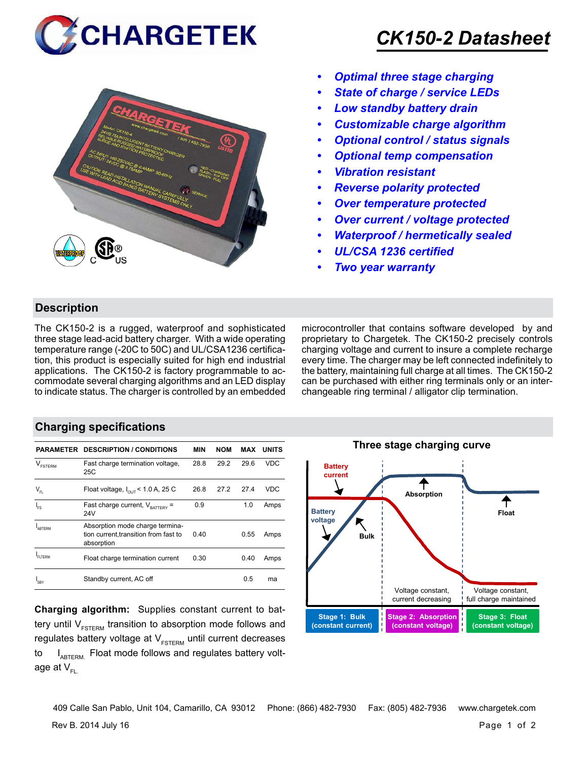# CHARGETEK

# CK150-2 Datasheet

- *Optimal three stage charging*
- *State of charge / service LEDs*
- *Low standby battery drain*
- *Customizable charge algorithm*
- *Optional control / status signals*
- *Optional temp compensation*
- *Vibration resistant*
- *Reverse polarity protected*
- *Over temperature protected*
- *Over current / voltage protected*
- *Waterproof / hermetically sealed*
- *UL/CSA 1236 certified*
- *Two year warranty*

## Description

The CK150-2 is a rugged, waterproof and sophisticated three stage lead-acid battery charger. With a wide operating temperature range (-20C to 50C) and UL/CSA1236 certification, this product is especially suited for high end industrial applications. The CK150-2 is factory programmable to accommodate several charging algorithms and an LED display to indicate status. The charger is controlled by an embedded microcontroller that contains software developed by and proprietary to Chargetek. The CK150-2 precisely controls charging voltage and current to insure a complete recharge every time. The charger may be left connected indefinitely to the battery, maintaining full charge at all times. The CK150-2 can be purchased with either ring terminals only or an interchangeable ring terminal / alligator clip termination.

## Charging specifications

| PARAMETER | DESCRIPTION / CONDITIONS | MIN | NOM | MAX | UNITS |
|---|---|---|---|---|---|
| $V_{FSTERM}$ | Fast charge termination voltage, 25C | 28.8 | 29.2 | 29.6 | VDC |
| $V_{FL}$ | Float voltage, $I_{OUT}$ < 1.0 A, 25 C | 26.8 | 27.2 | 27.4 | VDC |
| $I_{FS}$ | Fast charge current, $V_{BATTERY}$ = 24V | 0.9 | | 1.0 | Amps |
| $I_{ABTERM}$ | Absorption mode charge termination current,transition from fast to absorption | 0.40 | | 0.55 | Amps |
| $I_{FLTERM}$ | Float charge termination current | 0.30 | | 0.40 | Amps |
| $I_{SBY}$ | Standby current, AC off | | | 0.5 | ma |

**Charging algorithm:** Supplies constant current to battery until $V_{FSTERM}$ transition to absorption mode follows and regulates battery voltage at $V_{FSTERM}$ until current decreases to $I_{ABTERM}$. Float mode follows and regulates battery voltage at $V_{FL}$.

### Three stage charging curve

Battery current, Battery voltage, Bulk, Absorption, Float

Voltage constant, current decreasing | Voltage constant, full charge maintained

Stage 1: Bulk (constant current) | Stage 2: Absorption (constant voltage) | Stage 3: Float (constant voltage)

409 Calle San Pablo, Unit 104, Camarillo, CA 93012 Phone: (866) 482-7930 Fax: (805) 482-7936 www.chargetek.com

Rev B. 2014 July 16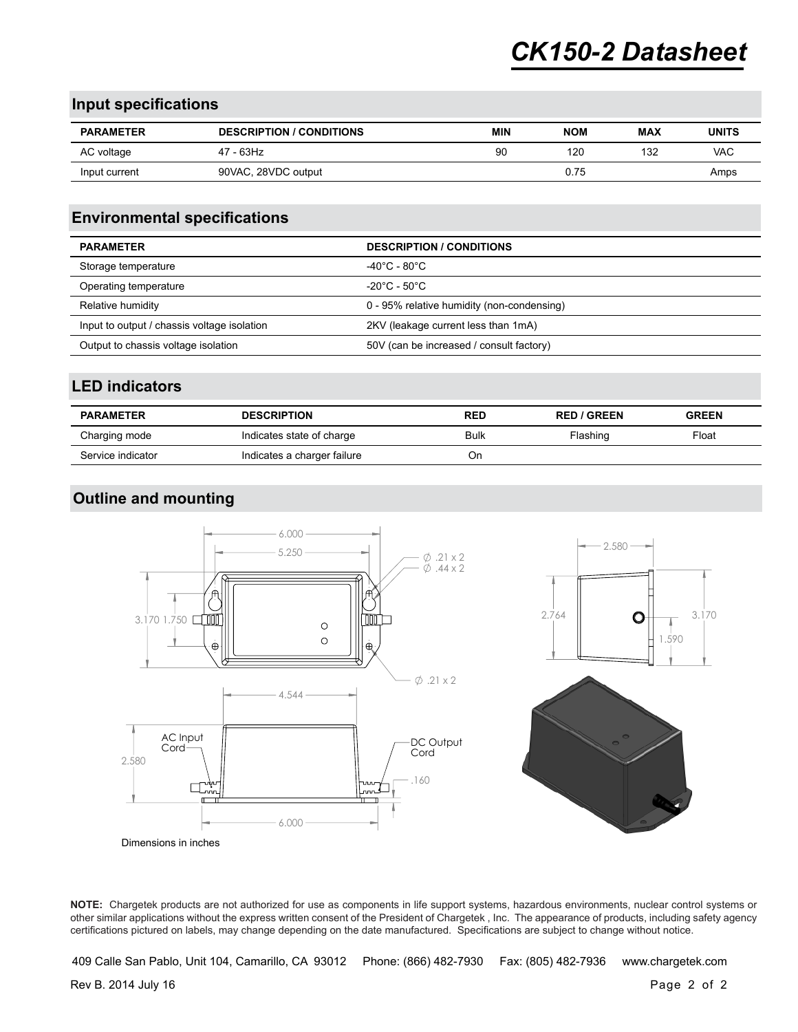# CK150-2 Datasheet

## Input specifications

| PARAMETER | DESCRIPTION / CONDITIONS | MIN | NOM | MAX | UNITS |
|---|---|---|---|---|---|
| AC voltage | 47 - 63Hz | 90 | 120 | 132 | VAC |
| Input current | 90VAC, 28VDC output | | 0.75 | | Amps |

## Environmental specifications

| PARAMETER | DESCRIPTION / CONDITIONS |
|---|---|
| Storage temperature | -40°C - 80°C |
| Operating temperature | -20°C - 50°C |
| Relative humidity | 0 - 95% relative humidity (non-condensing) |
| Input to output / chassis voltage isolation | 2KV (leakage current less than 1mA) |
| Output to chassis voltage isolation | 50V (can be increased / consult factory) |

## LED indicators

| PARAMETER | DESCRIPTION | RED | RED / GREEN | GREEN |
|---|---|---|---|---|
| Charging mode | Indicates state of charge | Bulk | Flashing | Float |
| Service indicator | Indicates a charger failure | On | | |

## Outline and mounting

6.000
5.250
∅ .21 x 2
∅ .44 x 2
3.170
1.750
∅ .21 x 2
4.544
AC Input Cord
DC Output Cord
2.580
.160
6.000
2.580
2.764
3.170
1.590

Dimensions in inches

**NOTE:** Chargetek products are not authorized for use as components in life support systems, hazardous environments, nuclear control systems or other similar applications without the express written consent of the President of Chargetek , Inc. The appearance of products, including safety agency certifications pictured on labels, may change depending on the date manufactured. Specifications are subject to change without notice.

409 Calle San Pablo, Unit 104, Camarillo, CA 93012 Phone: (866) 482-7930 Fax: (805) 482-7936 www.chargetek.com

Rev B. 2014 July 16